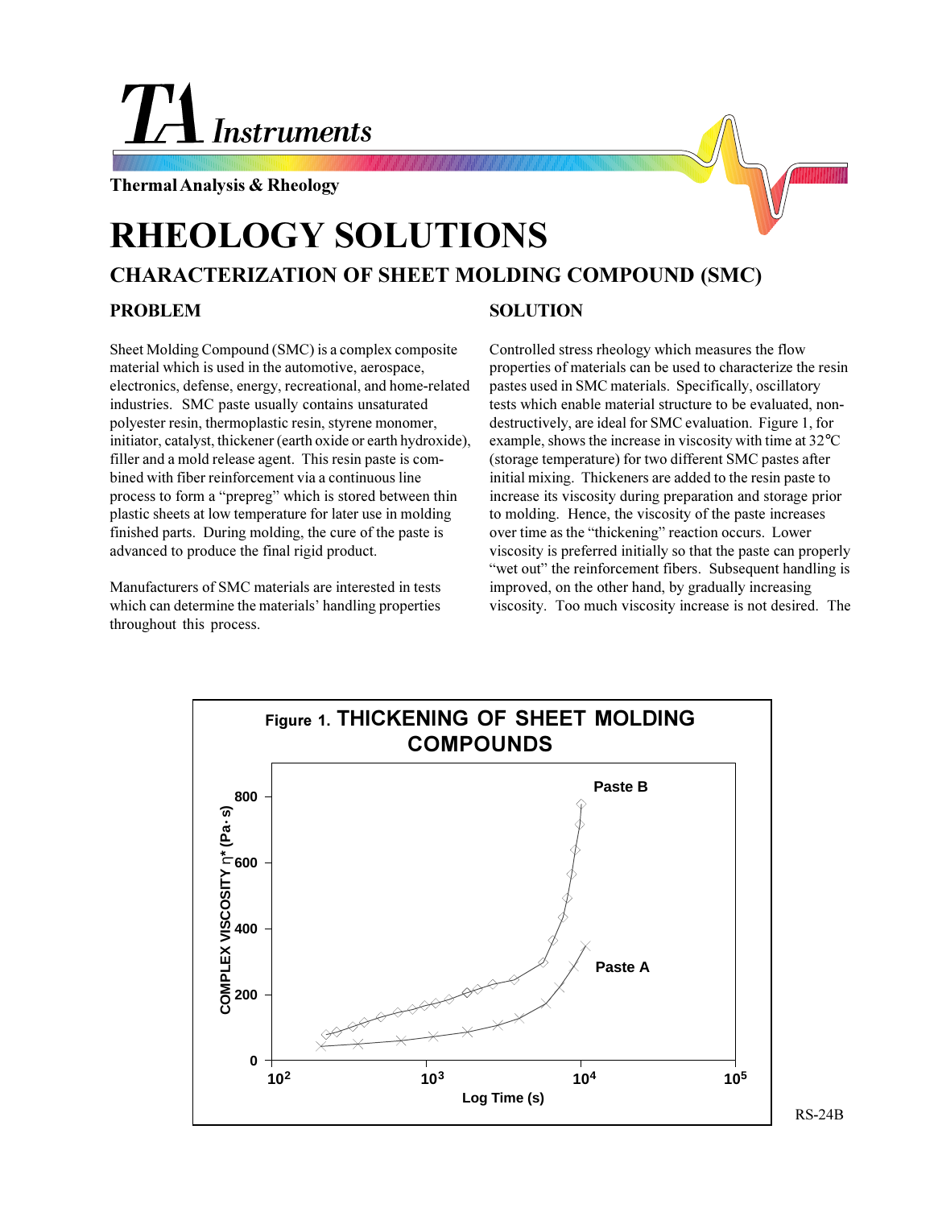# TA Instruments

Thermal Analysis & Rheology

# RHEOLOGY SOLUTIONS

## CHARACTERIZATION OF SHEET MOLDING COMPOUND (SMC)

### PROBLEM

Sheet Molding Compound (SMC) is a complex composite material which is used in the automotive, aerospace, electronics, defense, energy, recreational, and home-related industries. SMC paste usually contains unsaturated polyester resin, thermoplastic resin, styrene monomer, initiator, catalyst, thickener (earth oxide or earth hydroxide), filler and a mold release agent. This resin paste is combined with fiber reinforcement via a continuous line process to form a "prepreg" which is stored between thin plastic sheets at low temperature for later use in molding finished parts. During molding, the cure of the paste is advanced to produce the final rigid product.

Manufacturers of SMC materials are interested in tests which can determine the materials' handling properties throughout this process.

### SOLUTION

Controlled stress rheology which measures the flow properties of materials can be used to characterize the resin pastes used in SMC materials. Specifically, oscillatory tests which enable material structure to be evaluated, non-destructively, are ideal for SMC evaluation. Figure 1, for example, shows the increase in viscosity with time at 32°C (storage temperature) for two different SMC pastes after initial mixing. Thickeners are added to the resin paste to increase its viscosity during preparation and storage prior to molding. Hence, the viscosity of the paste increases over time as the "thickening" reaction occurs. Lower viscosity is preferred initially so that the paste can properly "wet out" the reinforcement fibers. Subsequent handling is improved, on the other hand, by gradually increasing viscosity. Too much viscosity increase is not desired. The

**Figure 1. THICKENING OF SHEET MOLDING COMPOUNDS**

(Plot: COMPLEX VISCOSITY $\eta^*$ (Pa·s), 0–800, versus Log Time (s), $10^2$–$10^5$; curves for Paste A and Paste B)

RS-24B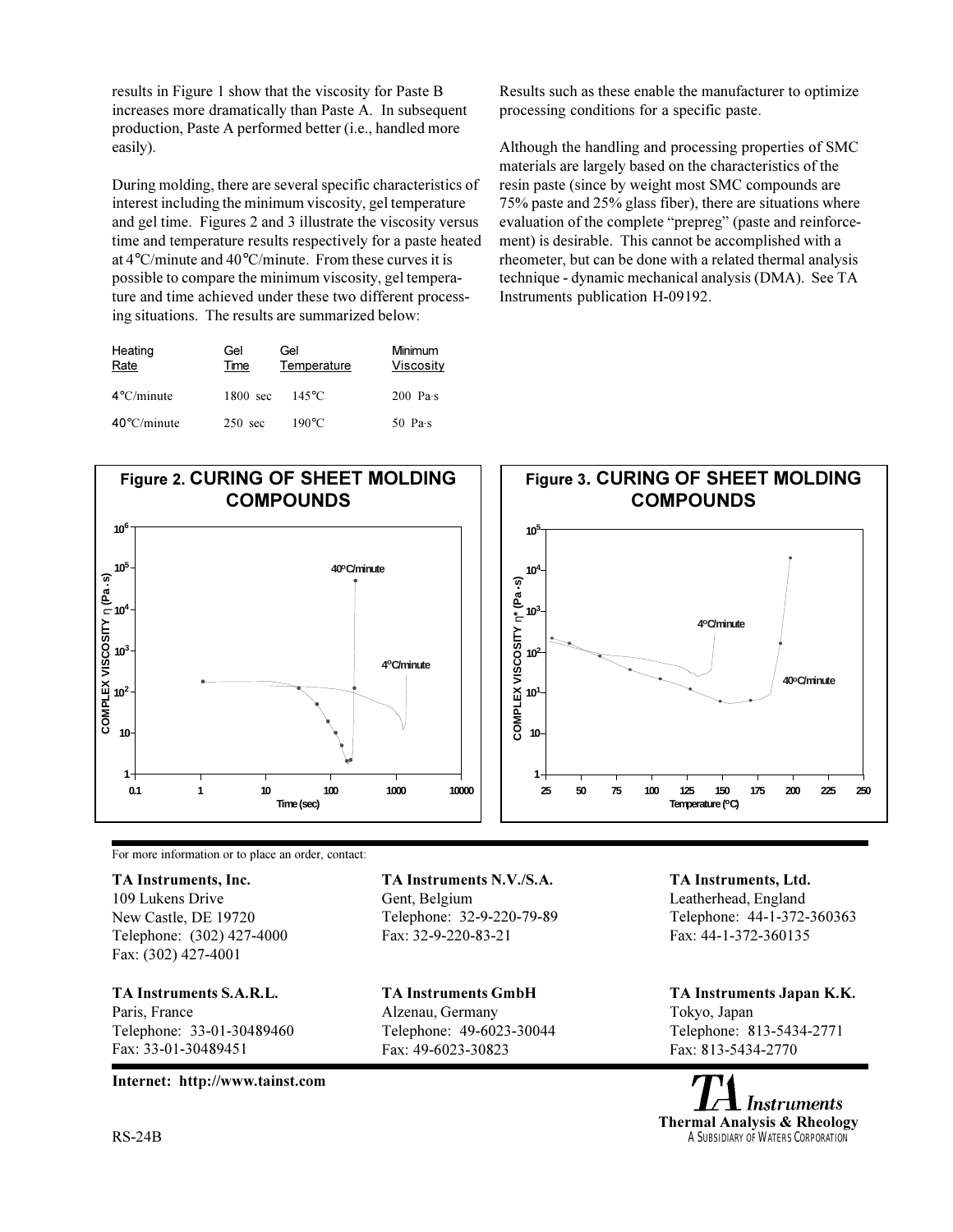results in Figure 1 show that the viscosity for Paste B increases more dramatically than Paste A. In subsequent production, Paste A performed better (i.e., handled more easily).

During molding, there are several specific characteristics of interest including the minimum viscosity, gel temperature and gel time. Figures 2 and 3 illustrate the viscosity versus time and temperature results respectively for a paste heated at 4°C/minute and 40°C/minute. From these curves it is possible to compare the minimum viscosity, gel temperature and time achieved under these two different processing situations. The results are summarized below:

| Heating Rate | Gel Time | Gel Temperature | Minimum Viscosity |
|---|---|---|---|
| 4°C/minute | 1800 sec | 145°C | 200 Pa·s |
| 40°C/minute | 250 sec | 190°C | 50 Pa·s |

Results such as these enable the manufacturer to optimize processing conditions for a specific paste.

Although the handling and processing properties of SMC materials are largely based on the characteristics of the resin paste (since by weight most SMC compounds are 75% paste and 25% glass fiber), there are situations where evaluation of the complete "prepreg" (paste and reinforcement) is desirable. This cannot be accomplished with a rheometer, but can be done with a related thermal analysis technique - dynamic mechanical analysis (DMA). See TA Instruments publication H-09192.

**Figure 2. CURING OF SHEET MOLDING COMPOUNDS**

COMPLEX VISCOSITY η (Pa·s)

$10^6$, $10^5$, $10^4$, $10^3$, $10^2$, 10, 1

40°C/minute

4°C/minute

0.1, 1, 10, 100, 1000, 10000

Time (sec)

**Figure 3. CURING OF SHEET MOLDING COMPOUNDS**

COMPLEX VISCOSITY η* (Pa·s)

$10^5$, $10^4$, $10^3$, $10^2$, $10^1$, 10, 1

4°C/minute

40°C/minute

25, 50, 75, 100, 125, 150, 175, 200, 225, 250

Temperature (°C)

For more information or to place an order, contact:

**TA Instruments, Inc.**
109 Lukens Drive
New Castle, DE 19720
Telephone: (302) 427-4000
Fax: (302) 427-4001

**TA Instruments N.V./S.A.**
Gent, Belgium
Telephone: 32-9-220-79-89
Fax: 32-9-220-83-21

**TA Instruments, Ltd.**
Leatherhead, England
Telephone: 44-1-372-360363
Fax: 44-1-372-360135

**TA Instruments S.A.R.L.**
Paris, France
Telephone: 33-01-30489460
Fax: 33-01-30489451

**TA Instruments GmbH**
Alzenau, Germany
Telephone: 49-6023-30044
Fax: 49-6023-30823

**TA Instruments Japan K.K.**
Tokyo, Japan
Telephone: 813-5434-2771
Fax: 813-5434-2770

**Internet: http://www.tainst.com**

TA Instruments
**Thermal Analysis & Rheology**
A SUBSIDIARY OF WATERS CORPORATION

RS-24B